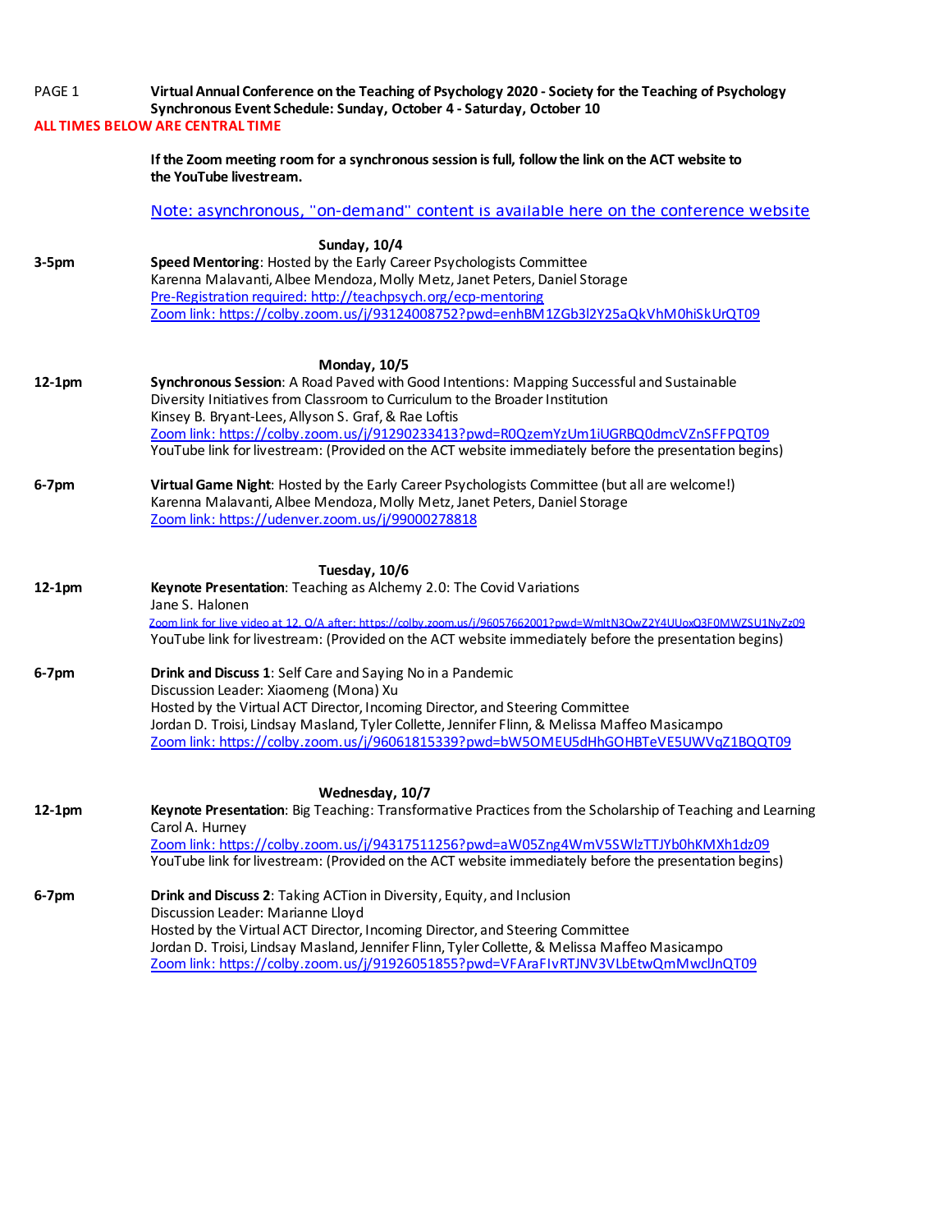PAGE 1 **Virtual Annual Conference on the Teaching of Psychology 2020 - Society for the Teaching of Psychology**
**Synchronous Event Schedule: Sunday, October 4 - Saturday, October 10**

**ALL TIMES BELOW ARE CENTRAL TIME**

**If the Zoom meeting room for a synchronous session is full, follow the link on the ACT website to the YouTube livestream.**

Note: asynchronous, "on-demand" content is available here on the conference website

## Sunday, 10/4

**3-5pm**
**Speed Mentoring**: Hosted by the Early Career Psychologists Committee
Karenna Malavanti, Albee Mendoza, Molly Metz, Janet Peters, Daniel Storage
Pre-Registration required: http://teachpsych.org/ecp-mentoring
Zoom link: https://colby.zoom.us/j/93124008752?pwd=enhBM1ZGb3l2Y25aQkVhM0hiSkUrQT09

## Monday, 10/5

**12-1pm**
**Synchronous Session**: A Road Paved with Good Intentions: Mapping Successful and Sustainable Diversity Initiatives from Classroom to Curriculum to the Broader Institution
Kinsey B. Bryant-Lees, Allyson S. Graf, & Rae Loftis
Zoom link: https://colby.zoom.us/j/91290233413?pwd=R0QzemYzUm1iUGRBQ0dmcVZnSFFPQT09
YouTube link for livestream: (Provided on the ACT website immediately before the presentation begins)

**6-7pm**
**Virtual Game Night**: Hosted by the Early Career Psychologists Committee (but all are welcome!)
Karenna Malavanti, Albee Mendoza, Molly Metz, Janet Peters, Daniel Storage
Zoom link: https://udenver.zoom.us/j/99000278818

## Tuesday, 10/6

**12-1pm**
**Keynote Presentation**: Teaching as Alchemy 2.0: The Covid Variations
Jane S. Halonen
Zoom link for live video at 12, Q/A after: https://colby.zoom.us/j/96057662001?pwd=WmltN3QwZ2Y4UUoxQ3F0MWZSU1NyZz09
YouTube link for livestream: (Provided on the ACT website immediately before the presentation begins)

**6-7pm**
**Drink and Discuss 1**: Self Care and Saying No in a Pandemic
Discussion Leader: Xiaomeng (Mona) Xu
Hosted by the Virtual ACT Director, Incoming Director, and Steering Committee
Jordan D. Troisi, Lindsay Masland, Tyler Collette, Jennifer Flinn, & Melissa Maffeo Masicampo
Zoom link: https://colby.zoom.us/j/96061815339?pwd=bW5OMEU5dHhGOHBTeVE5UWVqZ1BQQT09

## Wednesday, 10/7

**12-1pm**
**Keynote Presentation**: Big Teaching: Transformative Practices from the Scholarship of Teaching and Learning
Carol A. Hurney
Zoom link: https://colby.zoom.us/j/94317511256?pwd=aW05Zng4WmV5SWlzTTJYb0hKMXh1dz09
YouTube link for livestream: (Provided on the ACT website immediately before the presentation begins)

**6-7pm**
**Drink and Discuss 2**: Taking ACTion in Diversity, Equity, and Inclusion
Discussion Leader: Marianne Lloyd
Hosted by the Virtual ACT Director, Incoming Director, and Steering Committee
Jordan D. Troisi, Lindsay Masland, Jennifer Flinn, Tyler Collette, & Melissa Maffeo Masicampo
Zoom link: https://colby.zoom.us/j/91926051855?pwd=VFAraFIvRTJNV3VLbEtwQmMwclJnQT09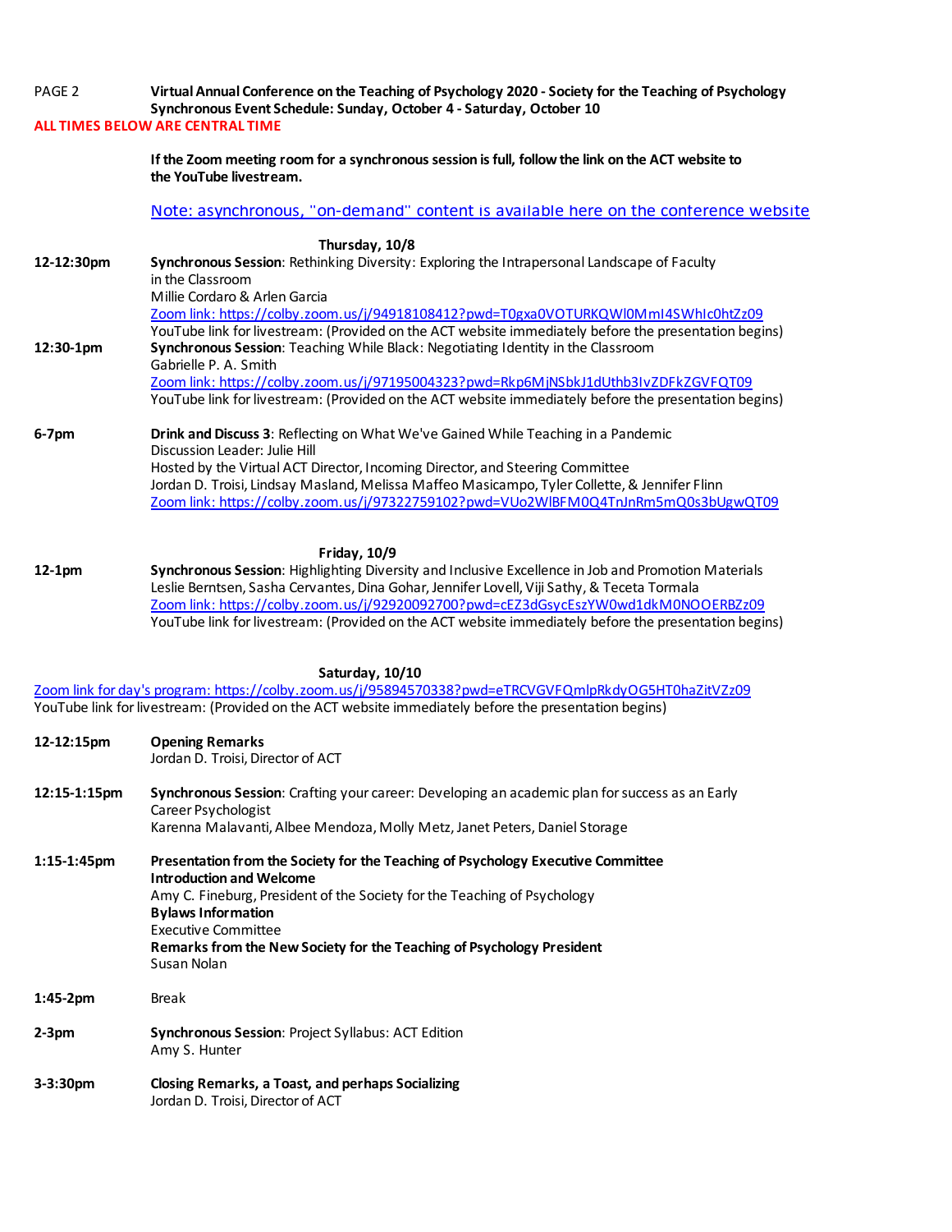**Virtual Annual Conference on the Teaching of Psychology 2020 - Society for the Teaching of Psychology**
**Synchronous Event Schedule: Sunday, October 4 - Saturday, October 10**

**ALL TIMES BELOW ARE CENTRAL TIME**

**If the Zoom meeting room for a synchronous session is full, follow the link on the ACT website to the YouTube livestream.**

Note: asynchronous, "on-demand" content is available here on the conference website

## Thursday, 10/8

**12-12:30pm**
**Synchronous Session**: Rethinking Diversity: Exploring the Intrapersonal Landscape of Faculty in the Classroom
Millie Cordaro & Arlen Garcia
Zoom link: https://colby.zoom.us/j/94918108412?pwd=T0gxa0VOTURKQWl0MmI4SWhIc0htZz09
YouTube link for livestream: (Provided on the ACT website immediately before the presentation begins)

**12:30-1pm**
**Synchronous Session**: Teaching While Black: Negotiating Identity in the Classroom
Gabrielle P. A. Smith
Zoom link: https://colby.zoom.us/j/97195004323?pwd=Rkp6MjNSbkJ1dUthb3IvZDFkZGVFQT09
YouTube link for livestream: (Provided on the ACT website immediately before the presentation begins)

**6-7pm**
**Drink and Discuss 3**: Reflecting on What We've Gained While Teaching in a Pandemic
Discussion Leader: Julie Hill
Hosted by the Virtual ACT Director, Incoming Director, and Steering Committee
Jordan D. Troisi, Lindsay Masland, Melissa Maffeo Masicampo, Tyler Collette, & Jennifer Flinn
Zoom link: https://colby.zoom.us/j/97322759102?pwd=VUo2WlBFM0Q4TnJnRm5mQ0s3bUgwQT09

## Friday, 10/9

**12-1pm**
**Synchronous Session**: Highlighting Diversity and Inclusive Excellence in Job and Promotion Materials
Leslie Berntsen, Sasha Cervantes, Dina Gohar, Jennifer Lovell, Viji Sathy, & Teceta Tormala
Zoom link: https://colby.zoom.us/j/92920092700?pwd=cEZ3dGsycEszYW0wd1dkM0NOOERBZz09
YouTube link for livestream: (Provided on the ACT website immediately before the presentation begins)

## Saturday, 10/10

Zoom link for day's program: https://colby.zoom.us/j/95894570338?pwd=eTRCVGVFQmlpRkdyOG5HT0haZitVZz09
YouTube link for livestream: (Provided on the ACT website immediately before the presentation begins)

**12-12:15pm**
**Opening Remarks**
Jordan D. Troisi, Director of ACT

**12:15-1:15pm**
**Synchronous Session**: Crafting your career: Developing an academic plan for success as an Early Career Psychologist
Karenna Malavanti, Albee Mendoza, Molly Metz, Janet Peters, Daniel Storage

**1:15-1:45pm**
**Presentation from the Society for the Teaching of Psychology Executive Committee**
**Introduction and Welcome**
Amy C. Fineburg, President of the Society for the Teaching of Psychology
**Bylaws Information**
Executive Committee
**Remarks from the New Society for the Teaching of Psychology President**
Susan Nolan

**1:45-2pm**
Break

**2-3pm**
**Synchronous Session**: Project Syllabus: ACT Edition
Amy S. Hunter

**3-3:30pm**
**Closing Remarks, a Toast, and perhaps Socializing**
Jordan D. Troisi, Director of ACT